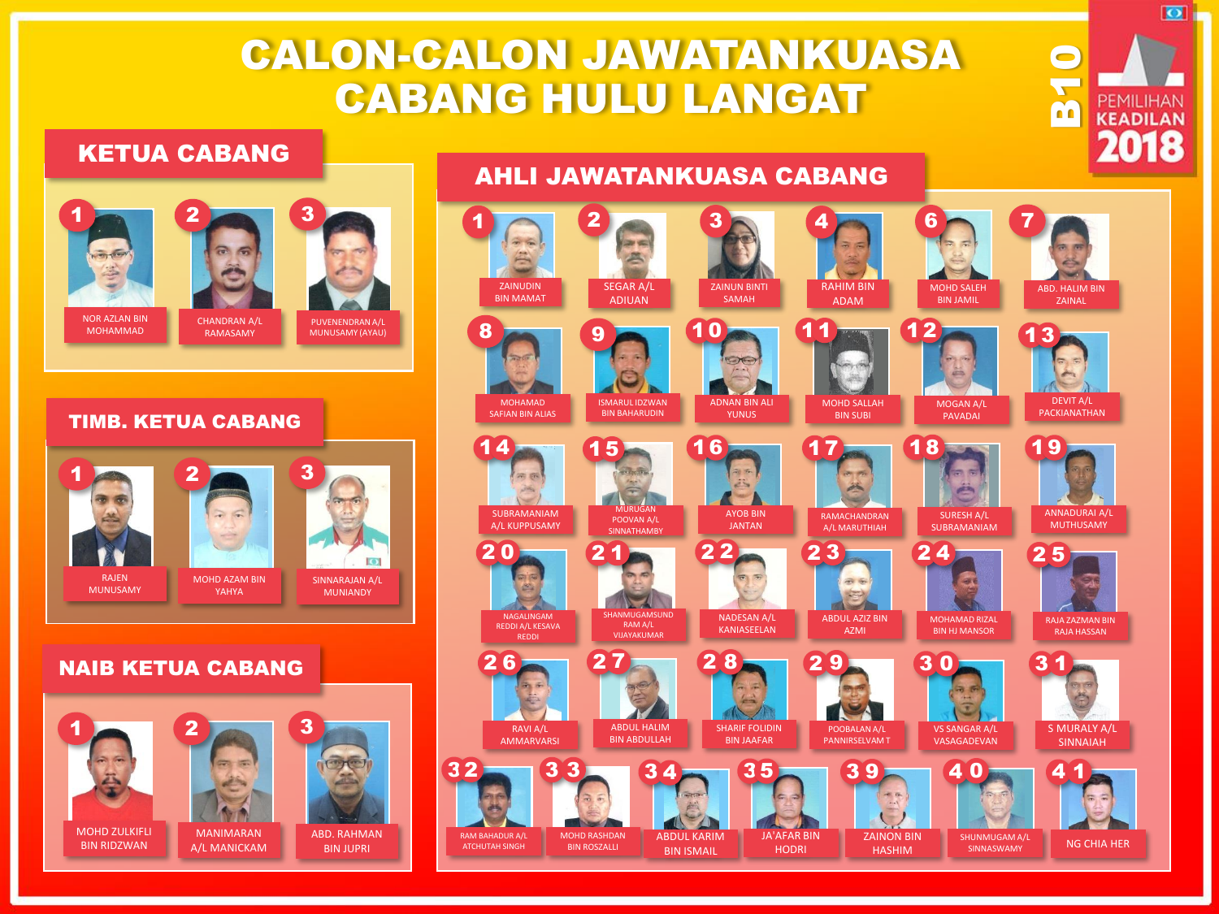# CALON-CALON JAWATANKUASA CABANG HULU LANGAT

B10 PEMILIHAN KEADILAN 2018

## KETUA CABANG

1. NOR AZLAN BIN MOHAMMAD
2. CHANDRAN A/L RAMASAMY
3. PUVENENDRAN A/L MUNUSAMY (AYAU)

## TIMB. KETUA CABANG

1. RAJEN MUNUSAMY
2. MOHD AZAM BIN YAHYA
3. SINNARAJAN A/L MUNIANDY

## NAIB KETUA CABANG

1. MOHD ZULKIFLI BIN RIDZWAN
2. MANIMARAN A/L MANICKAM
3. ABD. RAHMAN BIN JUPRI

## AHLI JAWATANKUASA CABANG

1. ZAINUDIN BIN MAMAT
2. SEGAR A/L ADIUAN
3. ZAINUN BINTI SAMAH
4. RAHIM BIN ADAM
6. MOHD SALEH BIN JAMIL
7. ABD. HALIM BIN ZAINAL
8. MOHAMAD SAFIAN BIN ALIAS
9. ISMARUL IDZWAN BIN BAHARUDIN
10. ADNAN BIN ALI YUNUS
11. MOHD SALLAH BIN SUBI
12. MOGAN A/L PAVADAI
13. DEVIT A/L PACKIANATHAN
14. SUBRAMANIAM A/L KUPPUSAMY
15. MURUGAN POOVAN A/L SINNATHAMBY
16. AYOB BIN JANTAN
17. RAMACHANDRAN A/L MARUTHIAH
18. SURESH A/L SUBRAMANIAM
19. ANNADURAI A/L MUTHUSAMY
20. NAGALINGAM REDDI A/L KESAVA REDDI
21. SHANMUGAMSUNDRAM A/L VIJAYAKUMAR
22. NADESAN A/L KANIASEELAN
23. ABDUL AZIZ BIN AZMI
24. MOHAMAD RIZAL BIN HJ MANSOR
25. RAJA ZAZMAN BIN RAJA HASSAN
26. RAVI A/L AMMARVARSI
27. ABDUL HALIM BIN ABDULLAH
28. SHARIF FOLIDIN BIN JAAFAR
29. POOBALAN A/L PANNIRSELVAM T
30. VS SANGAR A/L VASAGADEVAN
31. S MURALY A/L SINNAIAH
32. RAM BAHADUR A/L ATCHUTAH SINGH
33. MOHD RASHDAN BIN ROSZALLI
34. ABDUL KARIM BIN ISMAIL
35. JA'AFAR BIN HODRI
39. ZAINON BIN HASHIM
40. SHUNMUGAM A/L SINNASWAMY
41. NG CHIA HER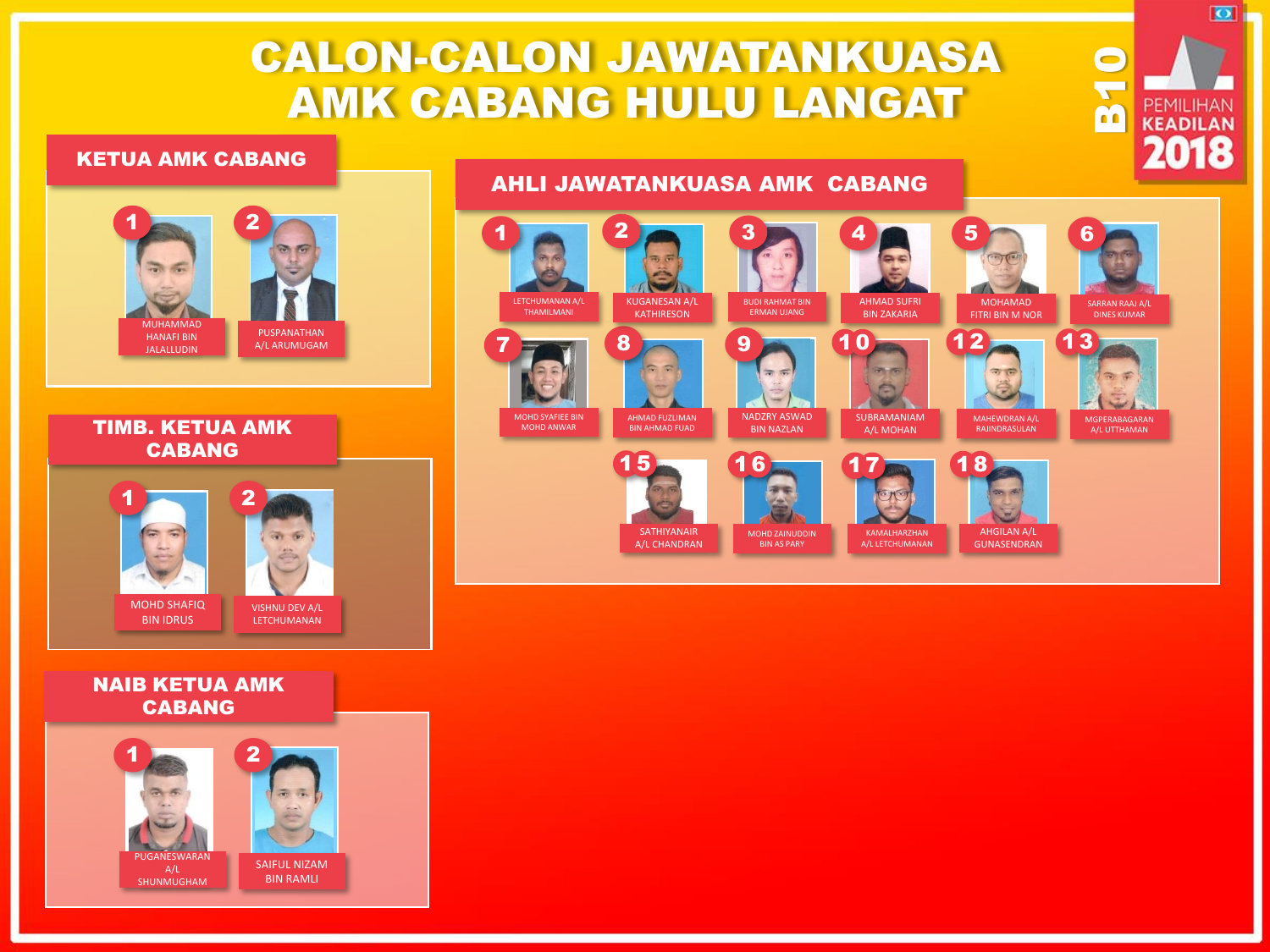# CALON-CALON JAWATANKUASA AMK CABANG HULU LANGAT

B10 — PEMILIHAN KEADILAN 2018

## KETUA AMK CABANG

1. MUHAMMAD HANAFI BIN JALALLUDIN
2. PUSPANATHAN A/L ARUMUGAM

## TIMB. KETUA AMK CABANG

1. MOHD SHAFIQ BIN IDRUS
2. VISHNU DEV A/L LETCHUMANAN

## NAIB KETUA AMK CABANG

1. PUGANESWARAN A/L SHUNMUGHAM
2. SAIFUL NIZAM BIN RAMLI

## AHLI JAWATANKUASA AMK CABANG

1. LETCHUMANAN A/L THAMILMANI
2. KUGANESAN A/L KATHIRESON
3. BUDI RAHMAT BIN ERMAN UJANG
4. AHMAD SUFRI BIN ZAKARIA
5. MOHAMAD FITRI BIN M NOR
6. SARRAN RAAJ A/L DINES KUMAR
7. MOHD SYAFIEE BIN MOHD ANWAR
8. AHMAD FUZLIMAN BIN AHMAD FUAD
9. NADZRY ASWAD BIN NAZLAN
10. SUBRAMANIAM A/L MOHAN
12. MAHEWDRAN A/L RAJINDRASULAN
13. MGPERABAGARAN A/L UTTHAMAN
15. SATHIYANAIR A/L CHANDRAN
16. MOHD ZAINUDDIN BIN AS PARY
17. KAMALHARZHAN A/L LETCHUMANAN
18. AHGILAN A/L GUNASENDRAN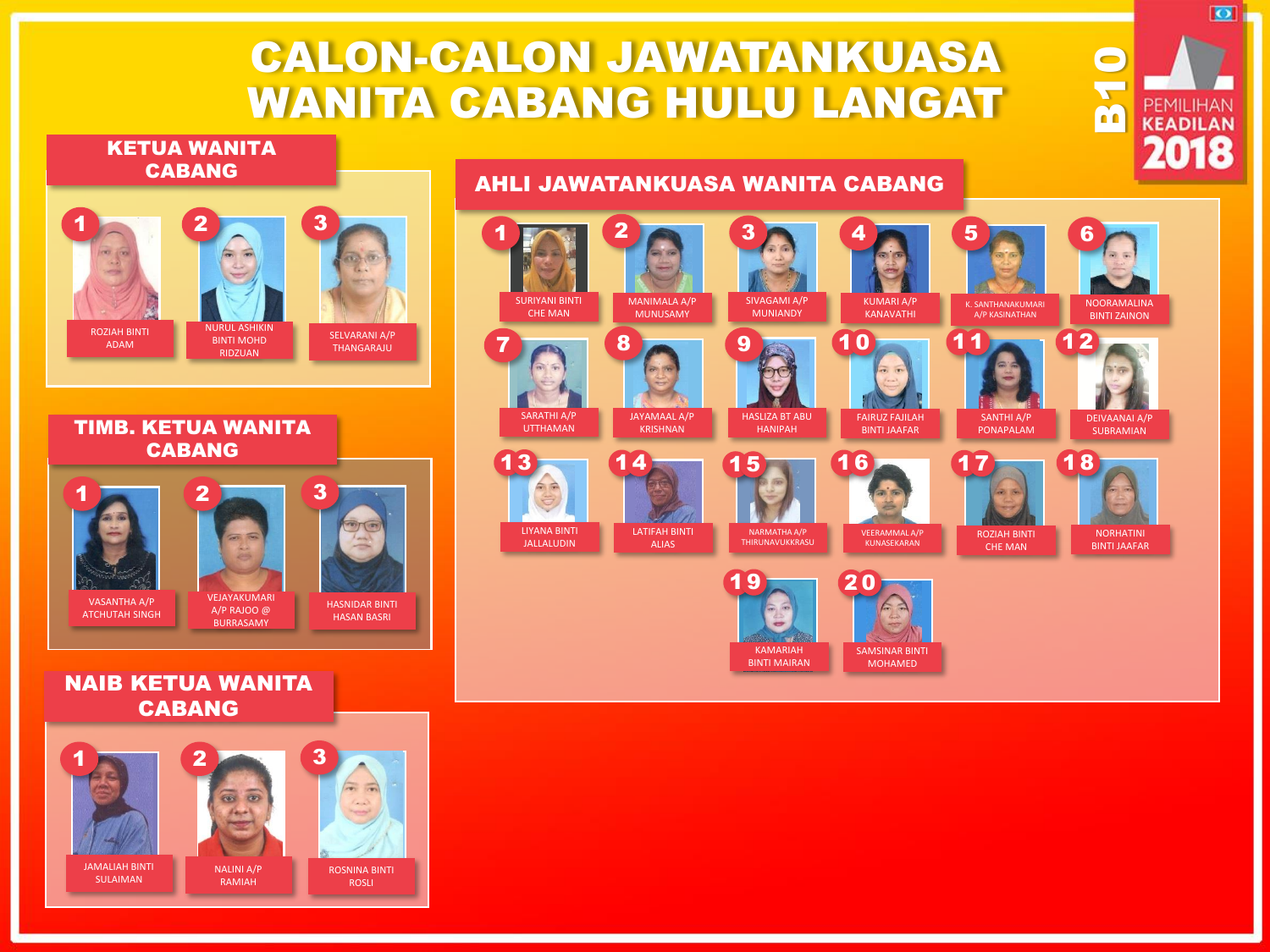# CALON-CALON JAWATANKUASA WANITA CABANG HULU LANGAT

B10

PEMILIHAN KEADILAN 2018

## KETUA WANITA CABANG

1. ROZIAH BINTI ADAM
2. NURUL ASHIKIN BINTI MOHD RIDZUAN
3. SELVARANI A/P THANGARAJU

## TIMB. KETUA WANITA CABANG

1. VASANTHA A/P ATCHUTAH SINGH
2. VEJAYAKUMARI A/P RAJOO @ BURRASAMY
3. HASNIDAR BINTI HASAN BASRI

## NAIB KETUA WANITA CABANG

1. JAMALIAH BINTI SULAIMAN
2. NALINI A/P RAMIAH
3. ROSNINA BINTI ROSLI

## AHLI JAWATANKUASA WANITA CABANG

1. SURIYANI BINTI CHE MAN
2. MANIMALA A/P MUNUSAMY
3. SIVAGAMI A/P MUNIANDY
4. KUMARI A/P KANAVATHI
5. K. SANTHANAKUMARI A/P KASINATHAN
6. NOORAMALINA BINTI ZAINON
7. SARATHI A/P UTTHAMAN
8. JAYAMAAL A/P KRISHNAN
9. HASLIZA BT ABU HANIPAH
10. FAIRUZ FAJILAH BINTI JAAFAR
11. SANTHI A/P PONAPALAM
12. DEIVAANAI A/P SUBRAMIAN
13. LIYANA BINTI JALLALUDIN
14. LATIFAH BINTI ALIAS
15. NARMATHA A/P THIRUNAVUKKRASU
16. VEERAMMAL A/P KUNASEKARAN
17. ROZIAH BINTI CHE MAN
18. NORHATINI BINTI JAAFAR
19. KAMARIAH BINTI MAIRAN
20. SAMSINAR BINTI MOHAMED